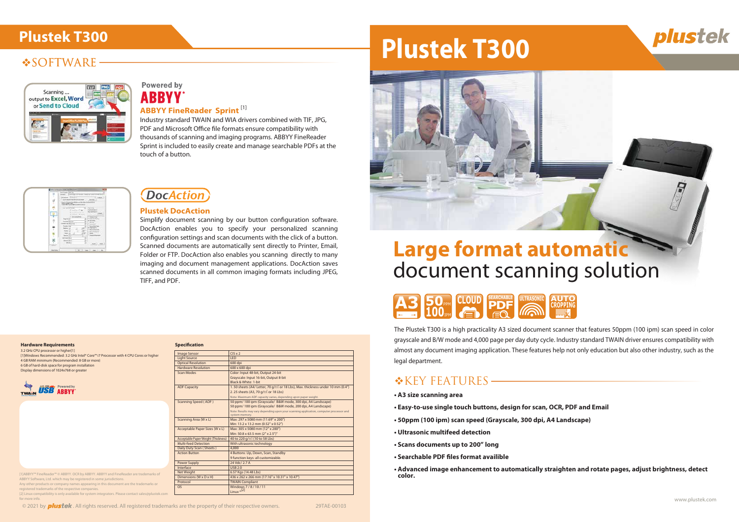# Plustek T300

## Large format automatic document scanning solution

The Plustek T300 is a high practicality A3 sized document scanner that features 50ppm (100 ipm) scan speed in color grayscale and B/W mode and 4,000 page per day duty cycle. Industry standard TWAIN driver ensures compatibility with almost any document imaging application. These features help not only education but also other industry, such as the legal department.

## ❖KEY FEATURES

- **A3 size scanning area**
- **Easy-to-use single touch buttons, design for scan, OCR, PDF and Email**
- **50ppm (100 ipm) scan speed (Grayscale, 300 dpi, A4 Landscape)**
- **Ultrasonic multifeed detection**
- **Scans documents up to 200" long**
- **Searchable PDF files format availible**
- **Advanced image enhancement to automatically straighten and rotate pages, adjust brightness, detect color.**

## ❖SOFTWARE

### ABBYY FineReader Sprint [1]

Powered by ABBYY

Industry standard TWAIN and WIA drivers combined with TIF, JPG, PDF and Microsoft Office file formats ensure compatibility with thousands of scanning and imaging programs. ABBYY FineReader Sprint is included to easily create and manage searchable PDFs at the touch of a button.

### Plustek DocAction

Simplify document scanning by our button configuration software. DocAction enables you to specify your personalized scanning configuration settings and scan documents with the click of a button. Scanned documents are automatically sent directly to Printer, Email, Folder or FTP. DocAction also enables you scanning directly to many imaging and document management applications. DocAction saves scanned documents in all common imaging formats including JPEG, TIFF, and PDF.

### Hardware Requirements

3.2 GHz CPU processor or higher[1]
[1]Windows Recommended: 3.2 GHz Intel® Core™ i7 Processor with 4 CPU Cores or higher
4 GB RAM minimum (Recommended: 8 GB or more)
6 GB of hard-disk space for program installation
Display dimensions of 1024x768 or greater

### Specification

| | |
|---|---|
| Image Sensor | CIS x 2 |
| Light Source | LED |
| Optical Resolution | 600 dpi |
| Hardware Resolution | 600 x 600 dpi |
| Scan Modes | Color: Input 48-bit, Output 24-bit<br>Grayscale: Input 16-bit, Output 8-bit<br>Black & White: 1-bit |
| ADF Capacity | 1. 50 sheets (A4/ Letter, 70 g/㎡ or 18 Lbs), Max. thickness under 10 mm (0.4")<br>2. 25 sheets (A3, 70 g/㎡ or 18 Lbs)<br>Note: Maximum ADF capacity varies, depending upon paper weight. |
| Scanning Speed ( ADF ) | 50 ppm/ 100 ipm (Grayscale/ B&W mode, 300 dpi, A4 Landscape)<br>50 ppm/ 100 ipm (Grayscale/ B&W mode, 200 dpi, A4 Landscape)<br>Note: Results may vary depending upon your scanning application, computer processor and system memory. |
| Scanning Area (W x L) | Max: 297 x 5080 mm (11.69" x 200")<br>Min: 13.2 x 13.2 mm (0.52" x 0.52") |
| Acceptable Paper Sizes (W x L) | Max: 305 x 5080 mm (12" x 200")<br>Min: 50.8 x 63.5 mm (2" x 2.5") |
| Acceptable Paper Weight (Thickness) | 40 to 220 g/㎡ (10 to 58 Lbs) |
| Multi-feed Detection | With ultrasonic technology |
| Daily Duty Scan ( Sheets ) | 4,000 |
| Action Button | 4 Buttons: Up, Down, Scan, Standby<br>9 function keys: all customizable. |
| Power Supply | 24 Vdc/ 2.7 A |
| Interface | USB 2.0 |
| Net Weight | 6.57 Kgs (14.48 Lbs) |
| Dimensions (W x D x H) | 436 x 262 x 266 mm (17.16" x 10.31" x 10.47") |
| Protocol | TWAIN Compliant |
| OS | Windows 7 / 8 / 10 / 11<br>Linux [2] |

[1]ABBYY™ FineReader™ © ABBYY. OCR by ABBYY. ABBYY and FineReader are trademarks of ABBYY Software, Ltd. which may be registered in some jurisdictions.
Any other products or company names appearing in this document are the trademarks or registered trademarks of the respective companies.
[2] Linux compatibility is only available for system integrators. Please contact sales@plustek.com for more info.

© 2021 by plustek. All rights reserved. All registered trademarks are the property of their respective owners. 29TAE-00103

www.plustek.com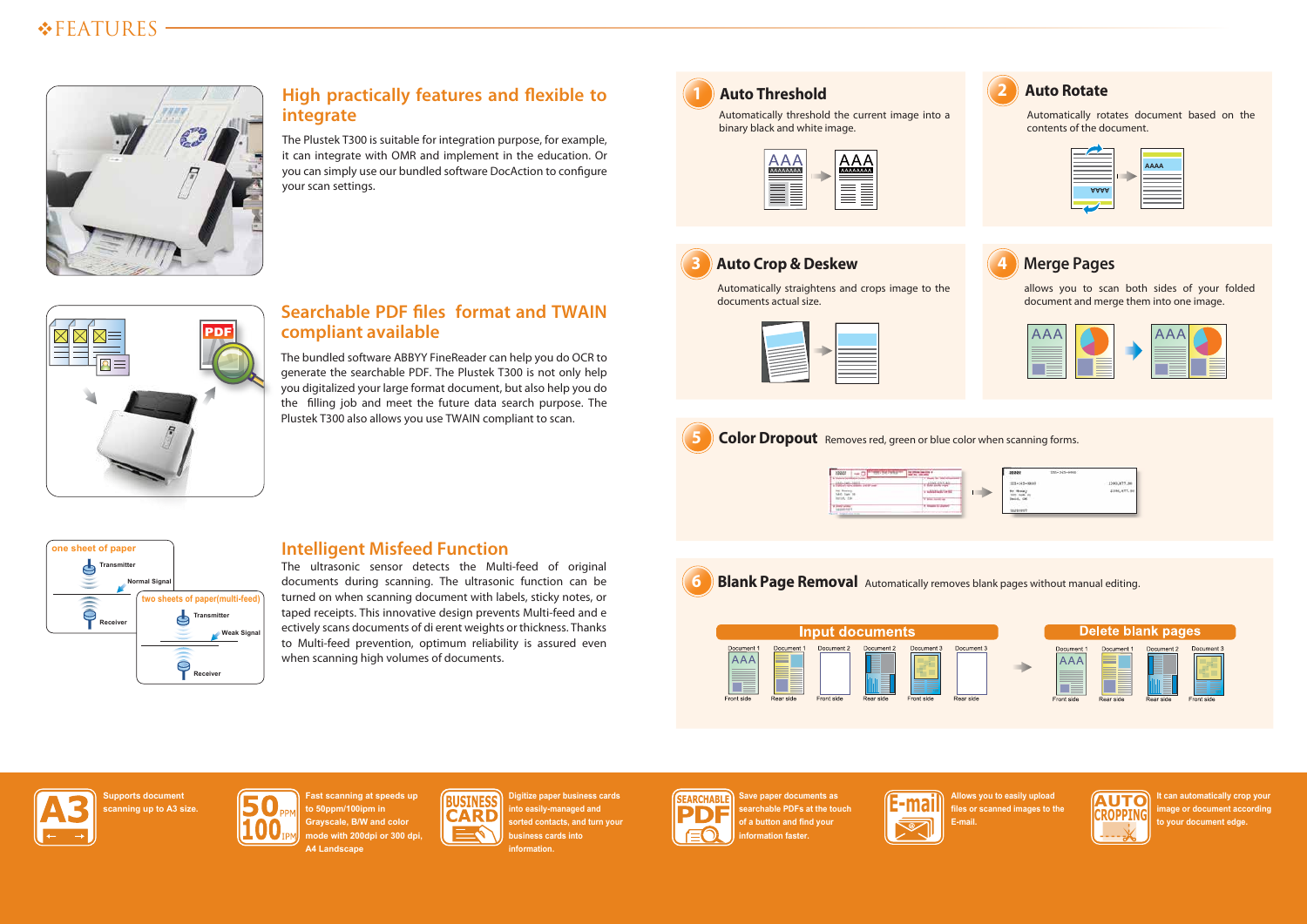# ❖FEATURES

## High practically features and flexible to integrate

The Plustek T300 is suitable for integration purpose, for example, it can integrate with OMR and implement in the education. Or you can simply use our bundled software DocAction to configure your scan settings.

## Searchable PDF files format and TWAIN compliant available

The bundled software ABBYY FineReader can help you do OCR to generate the searchable PDF. The Plustek T300 is not only help you digitalized your large format document, but also help you do the filling job and meet the future data search purpose. The Plustek T300 also allows you use TWAIN compliant to scan.

one sheet of paper

Transmitter

Normal Signal

Receiver

two sheets of paper(multi-feed)

Transmitter

Weak Signal

Receiver

## Intelligent Misfeed Function

The ultrasonic sensor detects the Multi-feed of original documents during scanning. The ultrasonic function can be turned on when scanning document with labels, sticky notes, or taped receipts. This innovative design prevents Multi-feed and e ectively scans documents of di erent weights or thickness. Thanks to Multi-feed prevention, optimum reliability is assured even when scanning high volumes of documents.

### 1 Auto Threshold

Automatically threshold the current image into a binary black and white image.

### 2 Auto Rotate

Automatically rotates document based on the contents of the document.

### 3 Auto Crop & Deskew

Automatically straightens and crops image to the documents actual size.

### 4 Merge Pages

allows you to scan both sides of your folded document and merge them into one image.

### 5 Color Dropout

Removes red, green or blue color when scanning forms.

### 6 Blank Page Removal

Automatically removes blank pages without manual editing.

Input documents

Document 1 Front side | Document 1 Rear side | Document 2 Front side | Document 2 Rear side | Document 3 Front side | Document 3 Rear side

Delete blank pages

Document 1 Front side | Document 1 Rear side | Document 2 Rear side | Document 3 Front side

**A3** Supports document scanning up to A3 size.

**50 PPM / 100 IPM** Fast scanning at speeds up to 50ppm/100ipm in Grayscale, B/W and color mode with 200dpi or 300 dpi, A4 Landscape

**BUSINESS CARD** Digitize paper business cards into easily-managed and sorted contacts, and turn your business cards into information.

**SEARCHABLE PDF** Save paper documents as searchable PDFs at the touch of a button and find your information faster.

**E-mail** Allows you to easily upload files or scanned images to the E-mail.

**AUTO CROPPING** It can automatically crop your image or document according to your document edge.